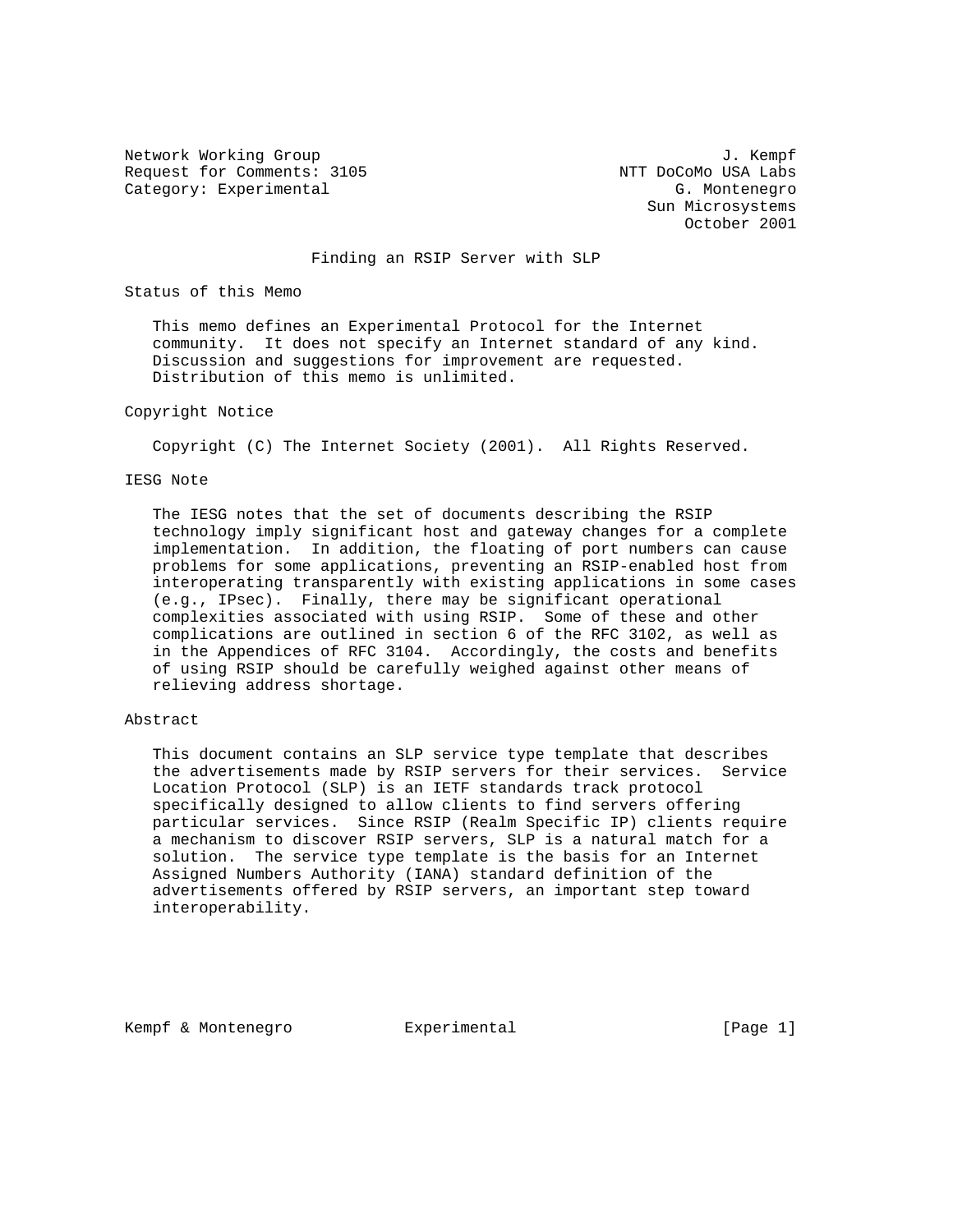Network Working Group J. Kempf
Request for Comments: 3105 NTT DoCoMo USA Labs
Category: Experimental G. Montenegro
Sun Microsystems
October 2001

# Finding an RSIP Server with SLP

## Status of this Memo

This memo defines an Experimental Protocol for the Internet community. It does not specify an Internet standard of any kind. Discussion and suggestions for improvement are requested. Distribution of this memo is unlimited.

## Copyright Notice

Copyright (C) The Internet Society (2001). All Rights Reserved.

## IESG Note

The IESG notes that the set of documents describing the RSIP technology imply significant host and gateway changes for a complete implementation. In addition, the floating of port numbers can cause problems for some applications, preventing an RSIP-enabled host from interoperating transparently with existing applications in some cases (e.g., IPsec). Finally, there may be significant operational complexities associated with using RSIP. Some of these and other complications are outlined in section 6 of the RFC 3102, as well as in the Appendices of RFC 3104. Accordingly, the costs and benefits of using RSIP should be carefully weighed against other means of relieving address shortage.

## Abstract

This document contains an SLP service type template that describes the advertisements made by RSIP servers for their services. Service Location Protocol (SLP) is an IETF standards track protocol specifically designed to allow clients to find servers offering particular services. Since RSIP (Realm Specific IP) clients require a mechanism to discover RSIP servers, SLP is a natural match for a solution. The service type template is the basis for an Internet Assigned Numbers Authority (IANA) standard definition of the advertisements offered by RSIP servers, an important step toward interoperability.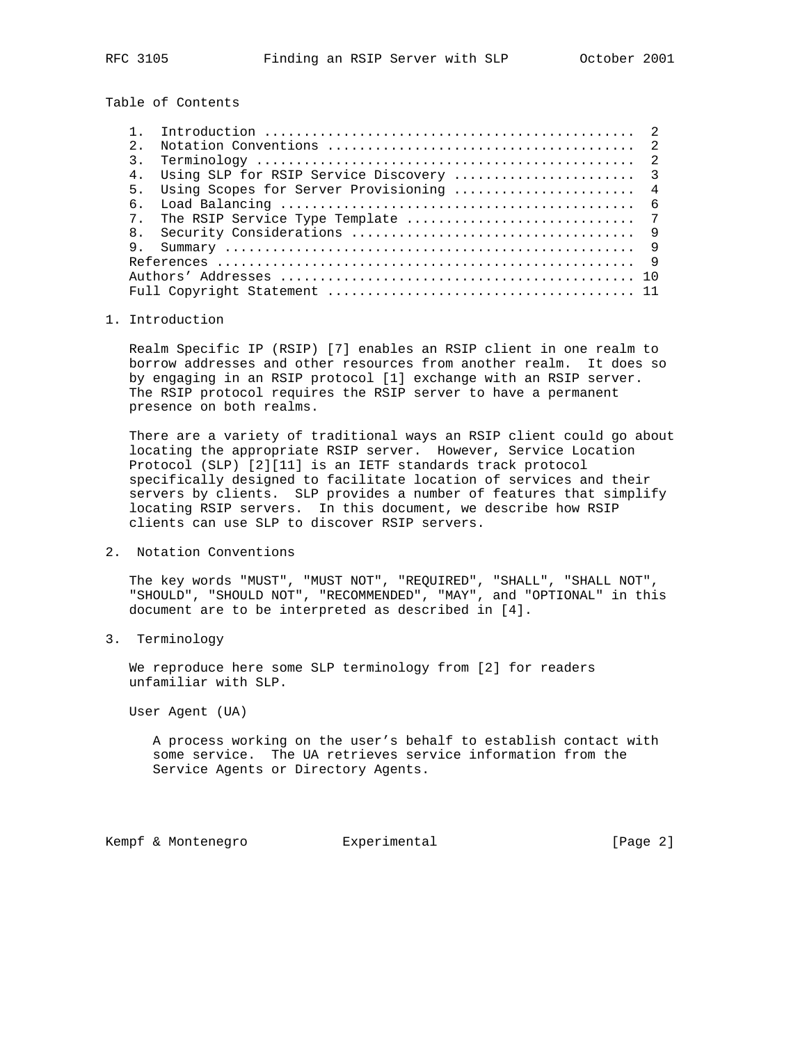Table of Contents

1. Introduction .............................................. 2
2. Notation Conventions ...................................... 2
3. Terminology ............................................... 2
4. Using SLP for RSIP Service Discovery ...................... 3
5. Using Scopes for Server Provisioning ...................... 4
6. Load Balancing ............................................ 6
7. The RSIP Service Type Template ............................ 7
8. Security Considerations ................................... 9
9. Summary ................................................... 9

References ................................................... 9
Authors' Addresses ........................................... 10
Full Copyright Statement ..................................... 11

## 1. Introduction

Realm Specific IP (RSIP) [7] enables an RSIP client in one realm to borrow addresses and other resources from another realm. It does so by engaging in an RSIP protocol [1] exchange with an RSIP server. The RSIP protocol requires the RSIP server to have a permanent presence on both realms.

There are a variety of traditional ways an RSIP client could go about locating the appropriate RSIP server. However, Service Location Protocol (SLP) [2][11] is an IETF standards track protocol specifically designed to facilitate location of services and their servers by clients. SLP provides a number of features that simplify locating RSIP servers. In this document, we describe how RSIP clients can use SLP to discover RSIP servers.

## 2. Notation Conventions

The key words "MUST", "MUST NOT", "REQUIRED", "SHALL", "SHALL NOT", "SHOULD", "SHOULD NOT", "RECOMMENDED", "MAY", and "OPTIONAL" in this document are to be interpreted as described in [4].

## 3. Terminology

We reproduce here some SLP terminology from [2] for readers unfamiliar with SLP.

User Agent (UA)

A process working on the user's behalf to establish contact with some service. The UA retrieves service information from the Service Agents or Directory Agents.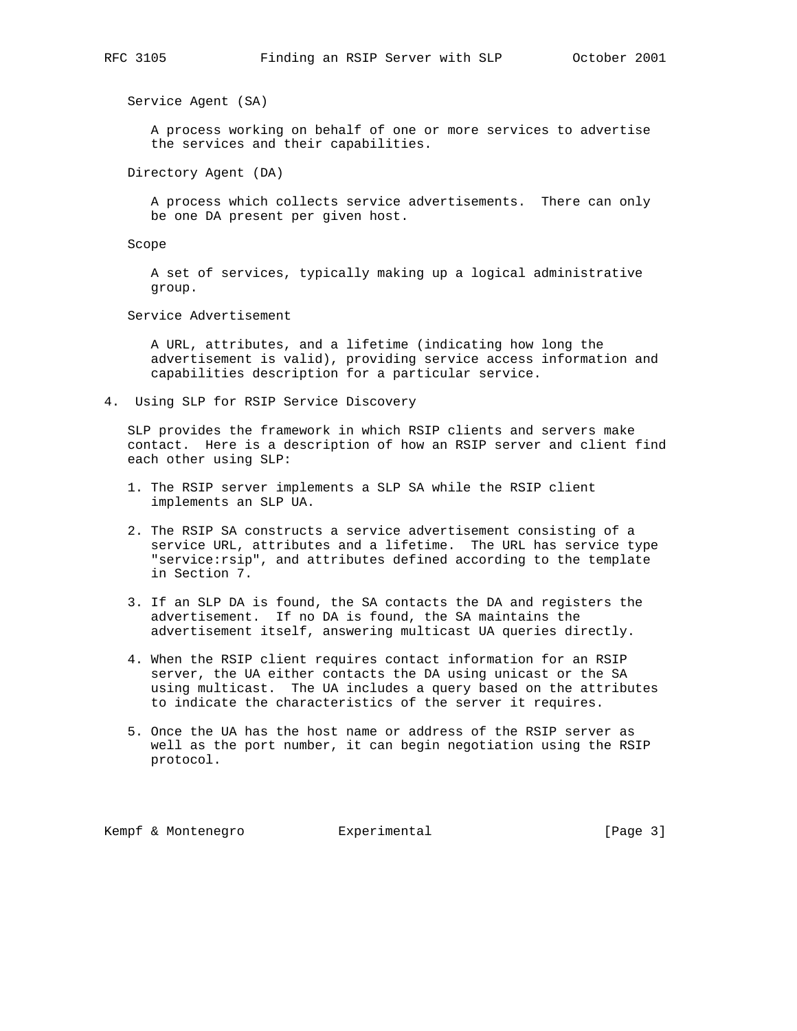Service Agent (SA)

A process working on behalf of one or more services to advertise the services and their capabilities.

Directory Agent (DA)

A process which collects service advertisements. There can only be one DA present per given host.

Scope

A set of services, typically making up a logical administrative group.

Service Advertisement

A URL, attributes, and a lifetime (indicating how long the advertisement is valid), providing service access information and capabilities description for a particular service.

## 4. Using SLP for RSIP Service Discovery

SLP provides the framework in which RSIP clients and servers make contact. Here is a description of how an RSIP server and client find each other using SLP:

1. The RSIP server implements a SLP SA while the RSIP client implements an SLP UA.

2. The RSIP SA constructs a service advertisement consisting of a service URL, attributes and a lifetime. The URL has service type "service:rsip", and attributes defined according to the template in Section 7.

3. If an SLP DA is found, the SA contacts the DA and registers the advertisement. If no DA is found, the SA maintains the advertisement itself, answering multicast UA queries directly.

4. When the RSIP client requires contact information for an RSIP server, the UA either contacts the DA using unicast or the SA using multicast. The UA includes a query based on the attributes to indicate the characteristics of the server it requires.

5. Once the UA has the host name or address of the RSIP server as well as the port number, it can begin negotiation using the RSIP protocol.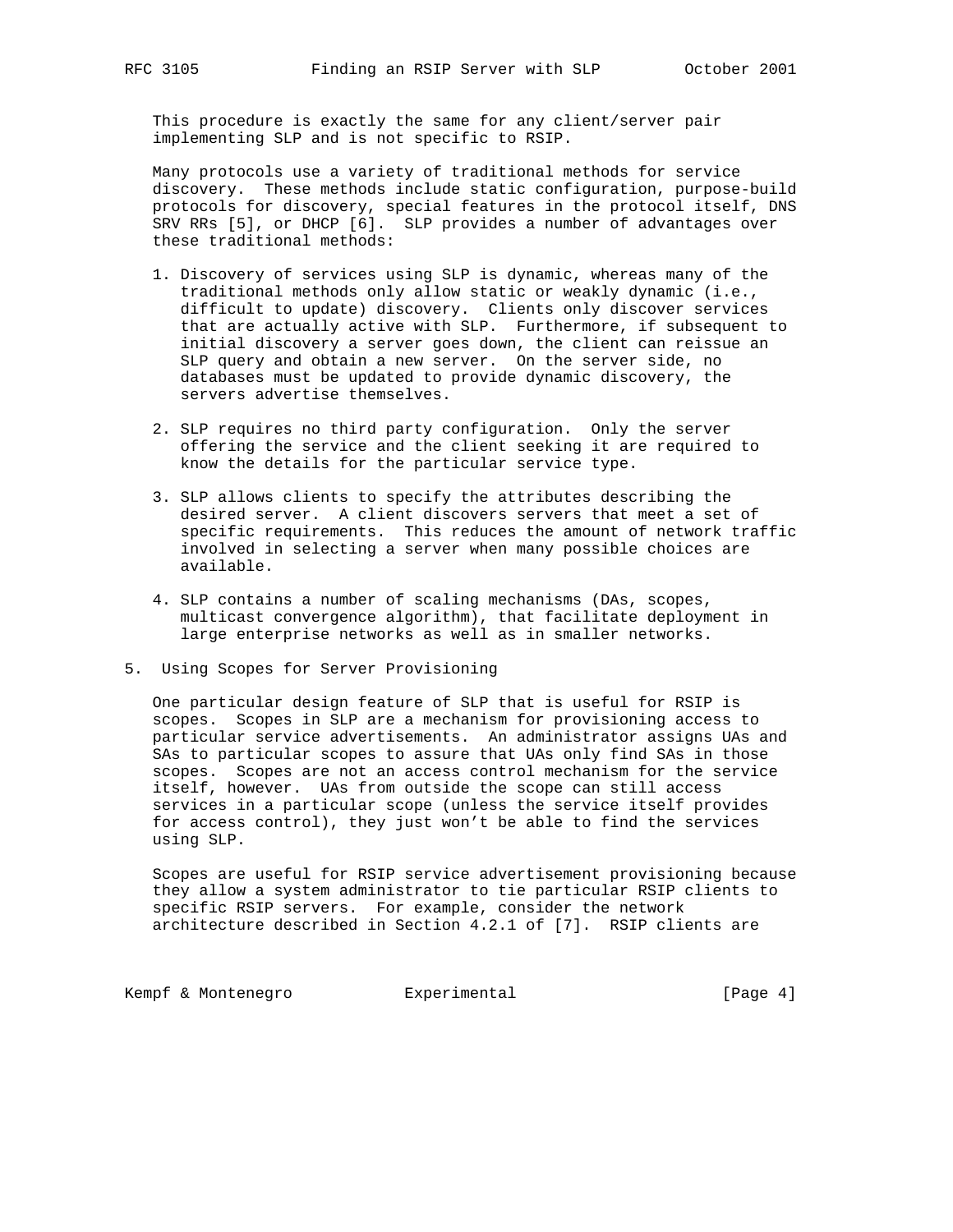This procedure is exactly the same for any client/server pair implementing SLP and is not specific to RSIP.

Many protocols use a variety of traditional methods for service discovery. These methods include static configuration, purpose-build protocols for discovery, special features in the protocol itself, DNS SRV RRs [5], or DHCP [6]. SLP provides a number of advantages over these traditional methods:

1. Discovery of services using SLP is dynamic, whereas many of the traditional methods only allow static or weakly dynamic (i.e., difficult to update) discovery. Clients only discover services that are actually active with SLP. Furthermore, if subsequent to initial discovery a server goes down, the client can reissue an SLP query and obtain a new server. On the server side, no databases must be updated to provide dynamic discovery, the servers advertise themselves.

2. SLP requires no third party configuration. Only the server offering the service and the client seeking it are required to know the details for the particular service type.

3. SLP allows clients to specify the attributes describing the desired server. A client discovers servers that meet a set of specific requirements. This reduces the amount of network traffic involved in selecting a server when many possible choices are available.

4. SLP contains a number of scaling mechanisms (DAs, scopes, multicast convergence algorithm), that facilitate deployment in large enterprise networks as well as in smaller networks.

## 5. Using Scopes for Server Provisioning

One particular design feature of SLP that is useful for RSIP is scopes. Scopes in SLP are a mechanism for provisioning access to particular service advertisements. An administrator assigns UAs and SAs to particular scopes to assure that UAs only find SAs in those scopes. Scopes are not an access control mechanism for the service itself, however. UAs from outside the scope can still access services in a particular scope (unless the service itself provides for access control), they just won't be able to find the services using SLP.

Scopes are useful for RSIP service advertisement provisioning because they allow a system administrator to tie particular RSIP clients to specific RSIP servers. For example, consider the network architecture described in Section 4.2.1 of [7]. RSIP clients are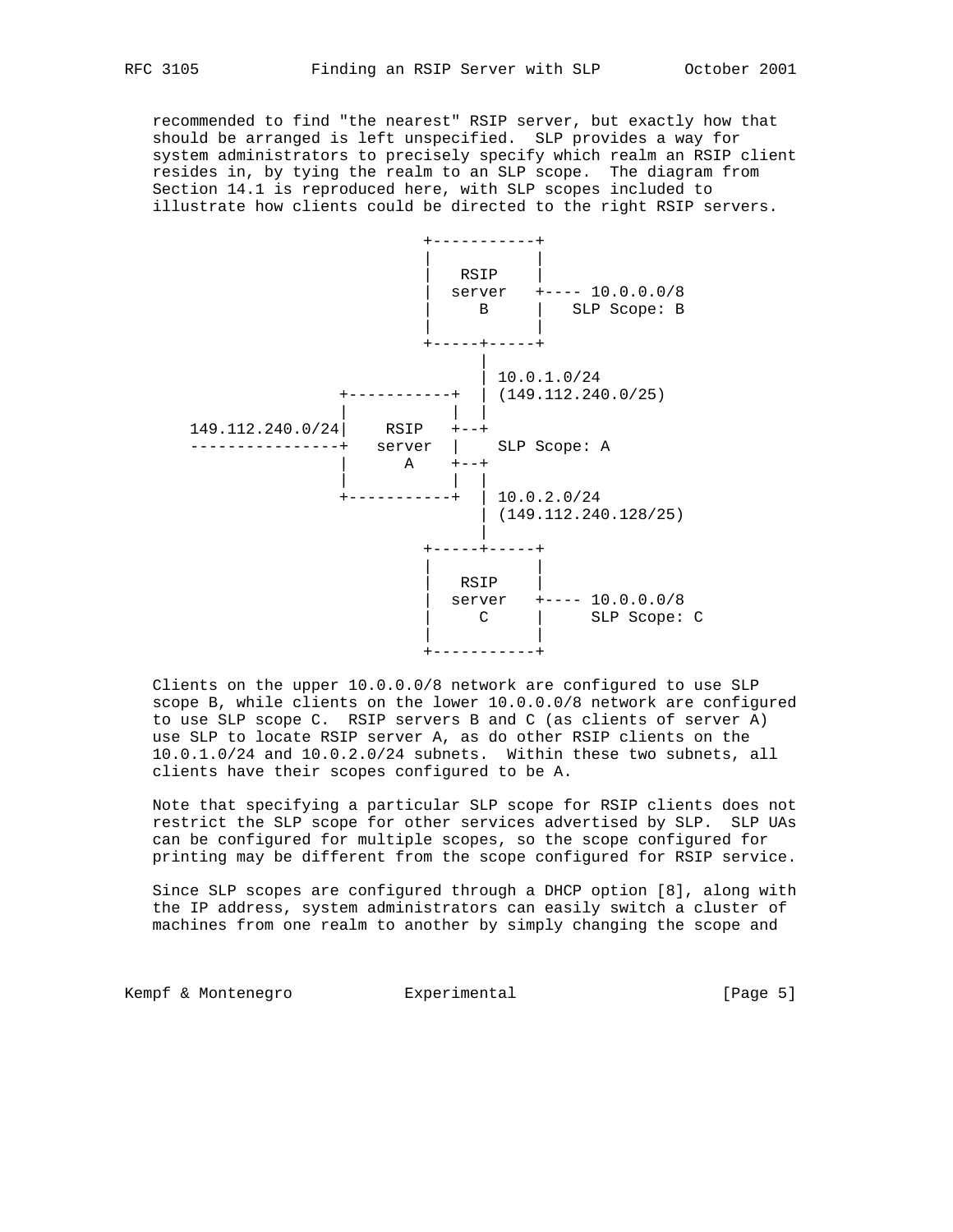recommended to find "the nearest" RSIP server, but exactly how that should be arranged is left unspecified. SLP provides a way for system administrators to precisely specify which realm an RSIP client resides in, by tying the realm to an SLP scope. The diagram from Section 14.1 is reproduced here, with SLP scopes included to illustrate how clients could be directed to the right RSIP servers.

```
                             +-----------+
                             |           |
                             |   RSIP    |
                             |  server   +---- 10.0.0.0/8
                             |     B     |   SLP Scope: B
                             |           |
                             +-----+-----+
                                   |
                                   | 10.0.1.0/24
                    +-----------+  | (149.112.240.0/25)
                    |           |  |
     149.112.240.0/24|    RSIP   +--+
     ----------------+   server  |    SLP Scope: A
                    |      A    +--+
                    |           |  |
                    +-----------+  | 10.0.2.0/24
                                   | (149.112.240.128/25)
                                   |
                             +-----+-----+
                             |           |
                             |   RSIP    |
                             |  server   +---- 10.0.0.0/8
                             |     C     |     SLP Scope: C
                             |           |
                             +-----------+
```

Clients on the upper 10.0.0.0/8 network are configured to use SLP scope B, while clients on the lower 10.0.0.0/8 network are configured to use SLP scope C. RSIP servers B and C (as clients of server A) use SLP to locate RSIP server A, as do other RSIP clients on the 10.0.1.0/24 and 10.0.2.0/24 subnets. Within these two subnets, all clients have their scopes configured to be A.

Note that specifying a particular SLP scope for RSIP clients does not restrict the SLP scope for other services advertised by SLP. SLP UAs can be configured for multiple scopes, so the scope configured for printing may be different from the scope configured for RSIP service.

Since SLP scopes are configured through a DHCP option [8], along with the IP address, system administrators can easily switch a cluster of machines from one realm to another by simply changing the scope and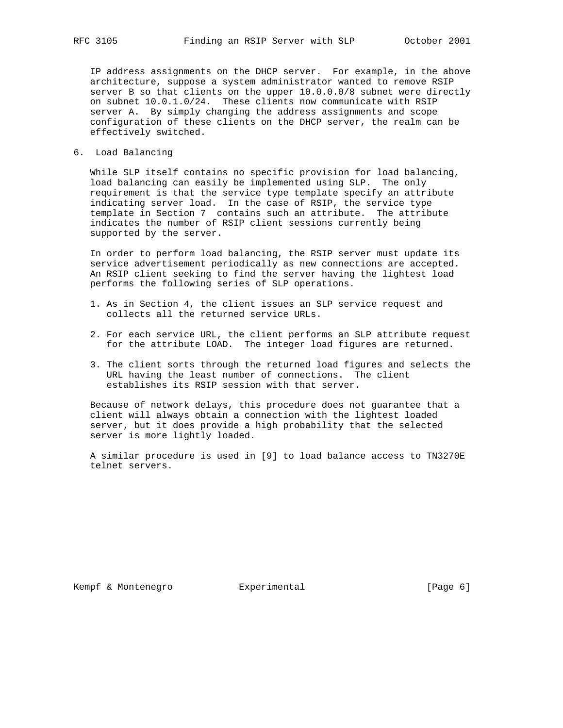IP address assignments on the DHCP server. For example, in the above architecture, suppose a system administrator wanted to remove RSIP server B so that clients on the upper 10.0.0.0/8 subnet were directly on subnet 10.0.1.0/24. These clients now communicate with RSIP server A. By simply changing the address assignments and scope configuration of these clients on the DHCP server, the realm can be effectively switched.

## 6. Load Balancing

While SLP itself contains no specific provision for load balancing, load balancing can easily be implemented using SLP. The only requirement is that the service type template specify an attribute indicating server load. In the case of RSIP, the service type template in Section 7 contains such an attribute. The attribute indicates the number of RSIP client sessions currently being supported by the server.

In order to perform load balancing, the RSIP server must update its service advertisement periodically as new connections are accepted. An RSIP client seeking to find the server having the lightest load performs the following series of SLP operations.

1. As in Section 4, the client issues an SLP service request and collects all the returned service URLs.

2. For each service URL, the client performs an SLP attribute request for the attribute LOAD. The integer load figures are returned.

3. The client sorts through the returned load figures and selects the URL having the least number of connections. The client establishes its RSIP session with that server.

Because of network delays, this procedure does not guarantee that a client will always obtain a connection with the lightest loaded server, but it does provide a high probability that the selected server is more lightly loaded.

A similar procedure is used in [9] to load balance access to TN3270E telnet servers.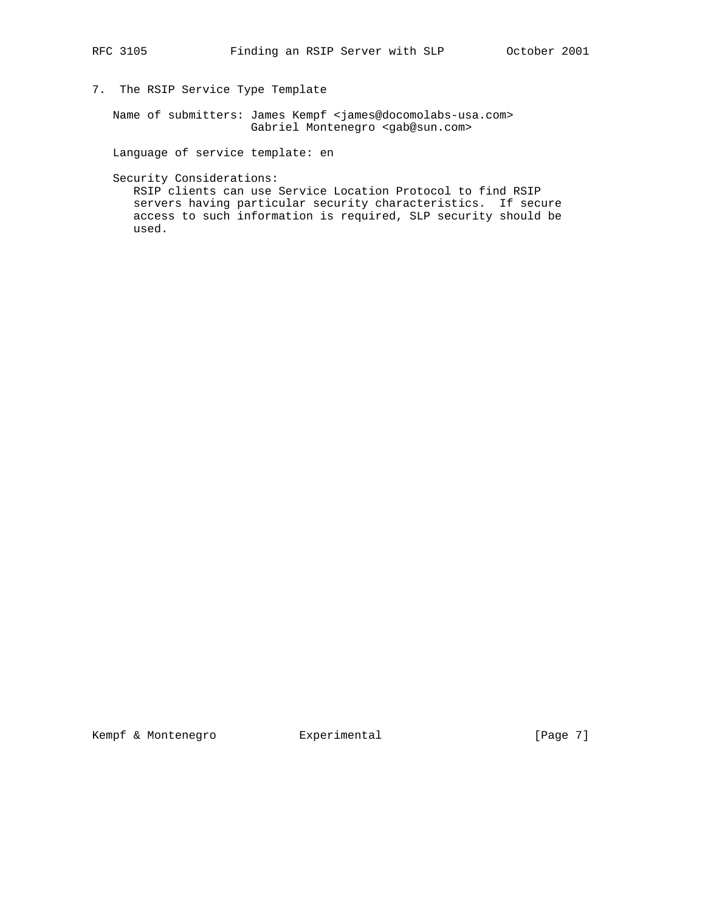## 7. The RSIP Service Type Template

Name of submitters: James Kempf <james@docomolabs-usa.com>
Gabriel Montenegro <gab@sun.com>

Language of service template: en

Security Considerations:
RSIP clients can use Service Location Protocol to find RSIP servers having particular security characteristics. If secure access to such information is required, SLP security should be used.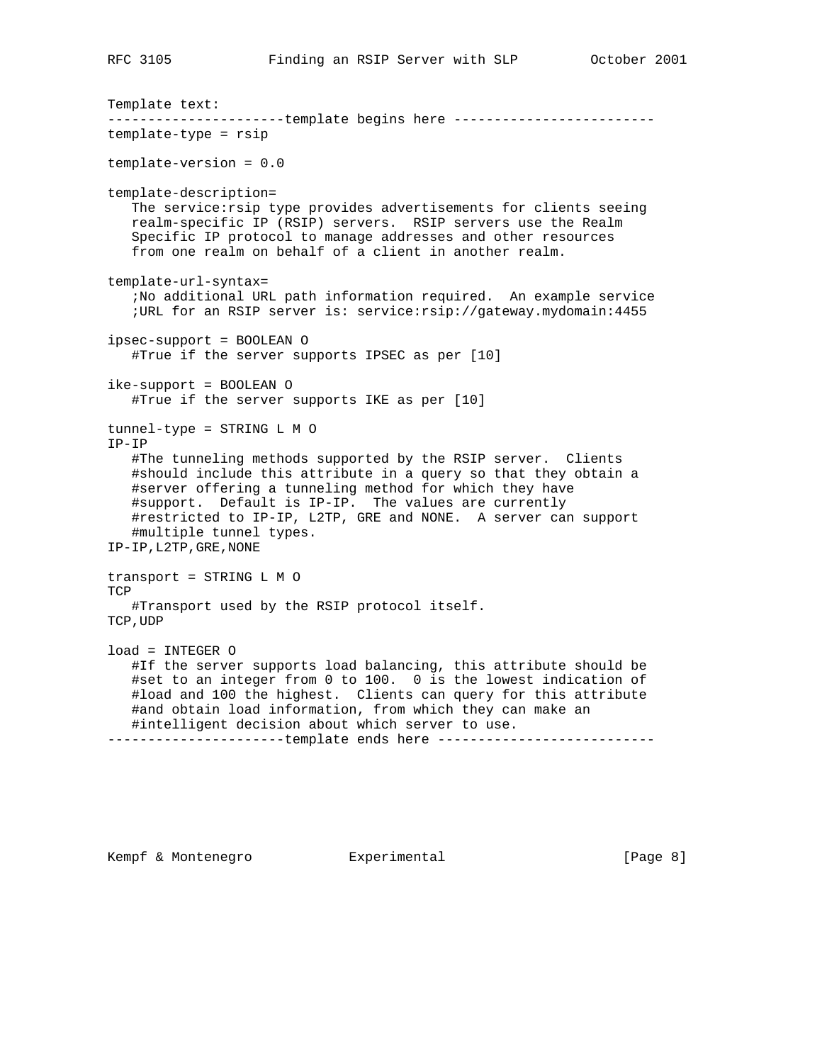Template text:

```
-----------------------template begins here --------------------------
template-type = rsip

template-version = 0.0

template-description=
   The service:rsip type provides advertisements for clients seeing
   realm-specific IP (RSIP) servers.  RSIP servers use the Realm
   Specific IP protocol to manage addresses and other resources
   from one realm on behalf of a client in another realm.

template-url-syntax=
   ;No additional URL path information required.  An example service
   ;URL for an RSIP server is: service:rsip://gateway.mydomain:4455

ipsec-support = BOOLEAN O
   #True if the server supports IPSEC as per [10]

ike-support = BOOLEAN O
   #True if the server supports IKE as per [10]

tunnel-type = STRING L M O
IP-IP
   #The tunneling methods supported by the RSIP server.  Clients
   #should include this attribute in a query so that they obtain a
   #server offering a tunneling method for which they have
   #support.  Default is IP-IP.  The values are currently
   #restricted to IP-IP, L2TP, GRE and NONE.  A server can support
   #multiple tunnel types.
IP-IP,L2TP,GRE,NONE

transport = STRING L M O
TCP
   #Transport used by the RSIP protocol itself.
TCP,UDP

load = INTEGER O
   #If the server supports load balancing, this attribute should be
   #set to an integer from 0 to 100.  0 is the lowest indication of
   #load and 100 the highest.  Clients can query for this attribute
   #and obtain load information, from which they can make an
   #intelligent decision about which server to use.
-----------------------template ends here ----------------------------
```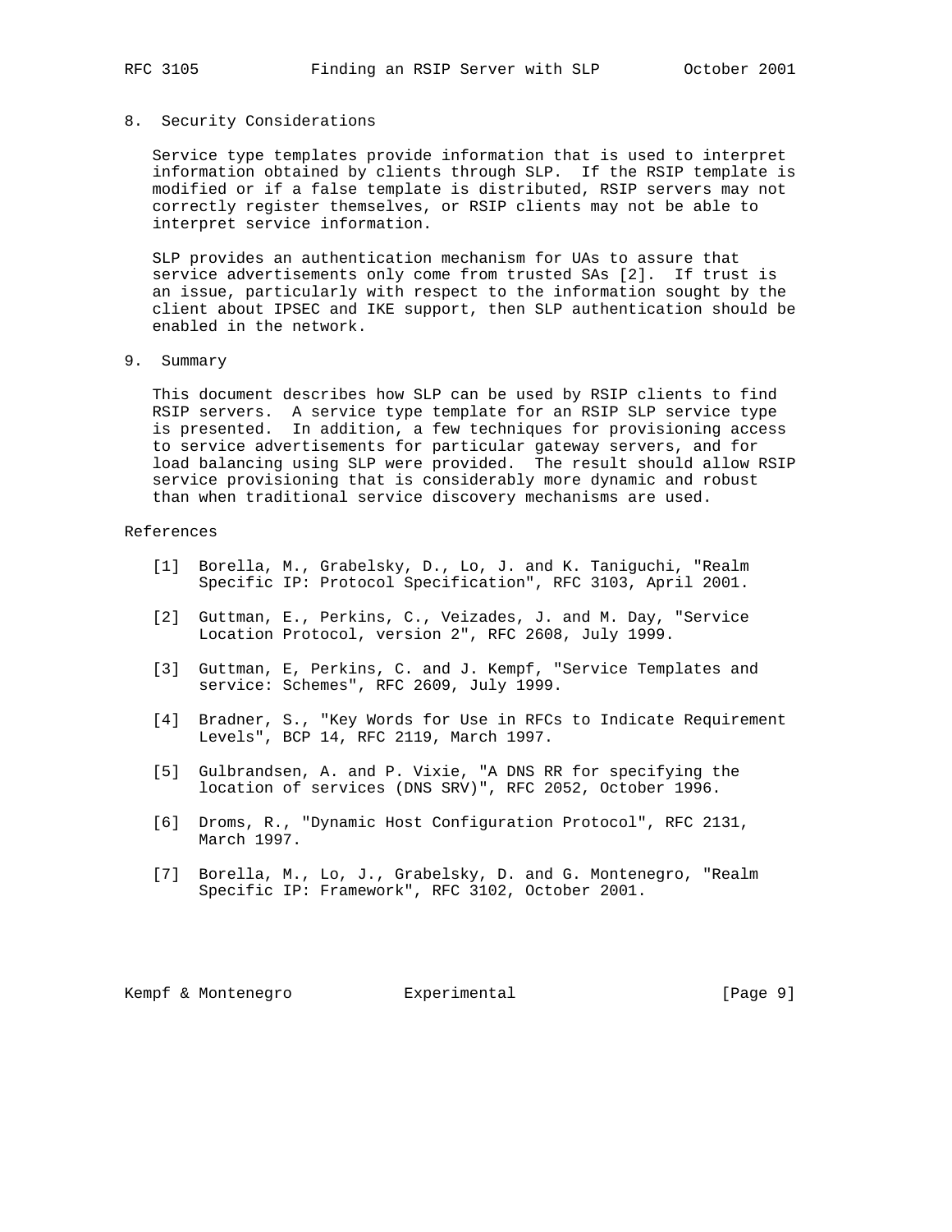## 8. Security Considerations

Service type templates provide information that is used to interpret information obtained by clients through SLP. If the RSIP template is modified or if a false template is distributed, RSIP servers may not correctly register themselves, or RSIP clients may not be able to interpret service information.

SLP provides an authentication mechanism for UAs to assure that service advertisements only come from trusted SAs [2]. If trust is an issue, particularly with respect to the information sought by the client about IPSEC and IKE support, then SLP authentication should be enabled in the network.

## 9. Summary

This document describes how SLP can be used by RSIP clients to find RSIP servers. A service type template for an RSIP SLP service type is presented. In addition, a few techniques for provisioning access to service advertisements for particular gateway servers, and for load balancing using SLP were provided. The result should allow RSIP service provisioning that is considerably more dynamic and robust than when traditional service discovery mechanisms are used.

## References

[1] Borella, M., Grabelsky, D., Lo, J. and K. Taniguchi, "Realm Specific IP: Protocol Specification", RFC 3103, April 2001.

[2] Guttman, E., Perkins, C., Veizades, J. and M. Day, "Service Location Protocol, version 2", RFC 2608, July 1999.

[3] Guttman, E, Perkins, C. and J. Kempf, "Service Templates and service: Schemes", RFC 2609, July 1999.

[4] Bradner, S., "Key Words for Use in RFCs to Indicate Requirement Levels", BCP 14, RFC 2119, March 1997.

[5] Gulbrandsen, A. and P. Vixie, "A DNS RR for specifying the location of services (DNS SRV)", RFC 2052, October 1996.

[6] Droms, R., "Dynamic Host Configuration Protocol", RFC 2131, March 1997.

[7] Borella, M., Lo, J., Grabelsky, D. and G. Montenegro, "Realm Specific IP: Framework", RFC 3102, October 2001.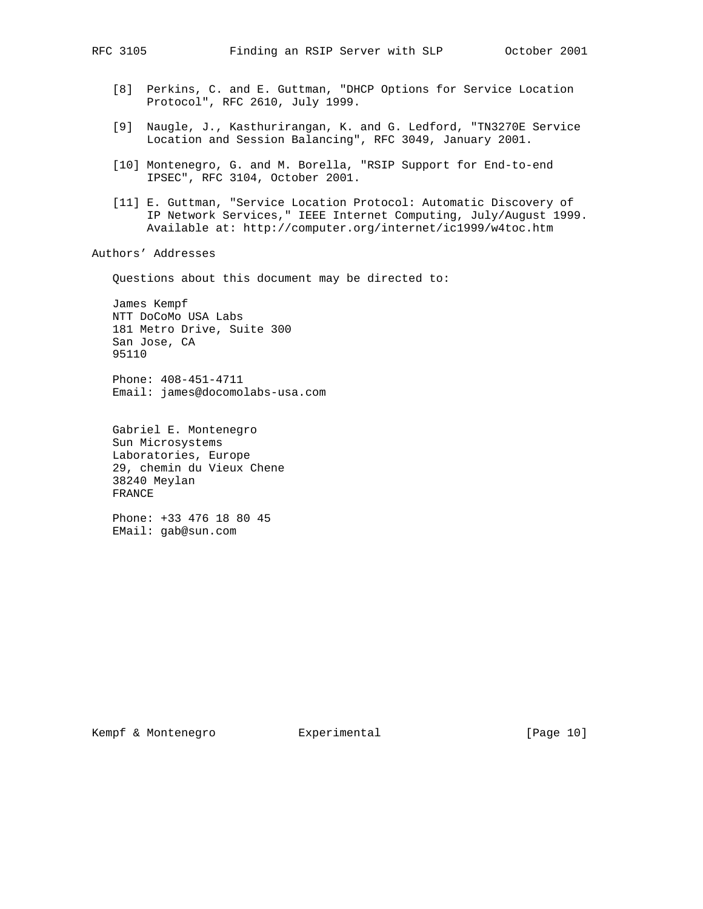[8] Perkins, C. and E. Guttman, "DHCP Options for Service Location Protocol", RFC 2610, July 1999.

[9] Naugle, J., Kasthurirangan, K. and G. Ledford, "TN3270E Service Location and Session Balancing", RFC 3049, January 2001.

[10] Montenegro, G. and M. Borella, "RSIP Support for End-to-end IPSEC", RFC 3104, October 2001.

[11] E. Guttman, "Service Location Protocol: Automatic Discovery of IP Network Services," IEEE Internet Computing, July/August 1999. Available at: http://computer.org/internet/ic1999/w4toc.htm

## Authors' Addresses

Questions about this document may be directed to:

James Kempf
NTT DoCoMo USA Labs
181 Metro Drive, Suite 300
San Jose, CA
95110

Phone: 408-451-4711
Email: james@docomolabs-usa.com

Gabriel E. Montenegro
Sun Microsystems
Laboratories, Europe
29, chemin du Vieux Chene
38240 Meylan
FRANCE

Phone: +33 476 18 80 45
EMail: gab@sun.com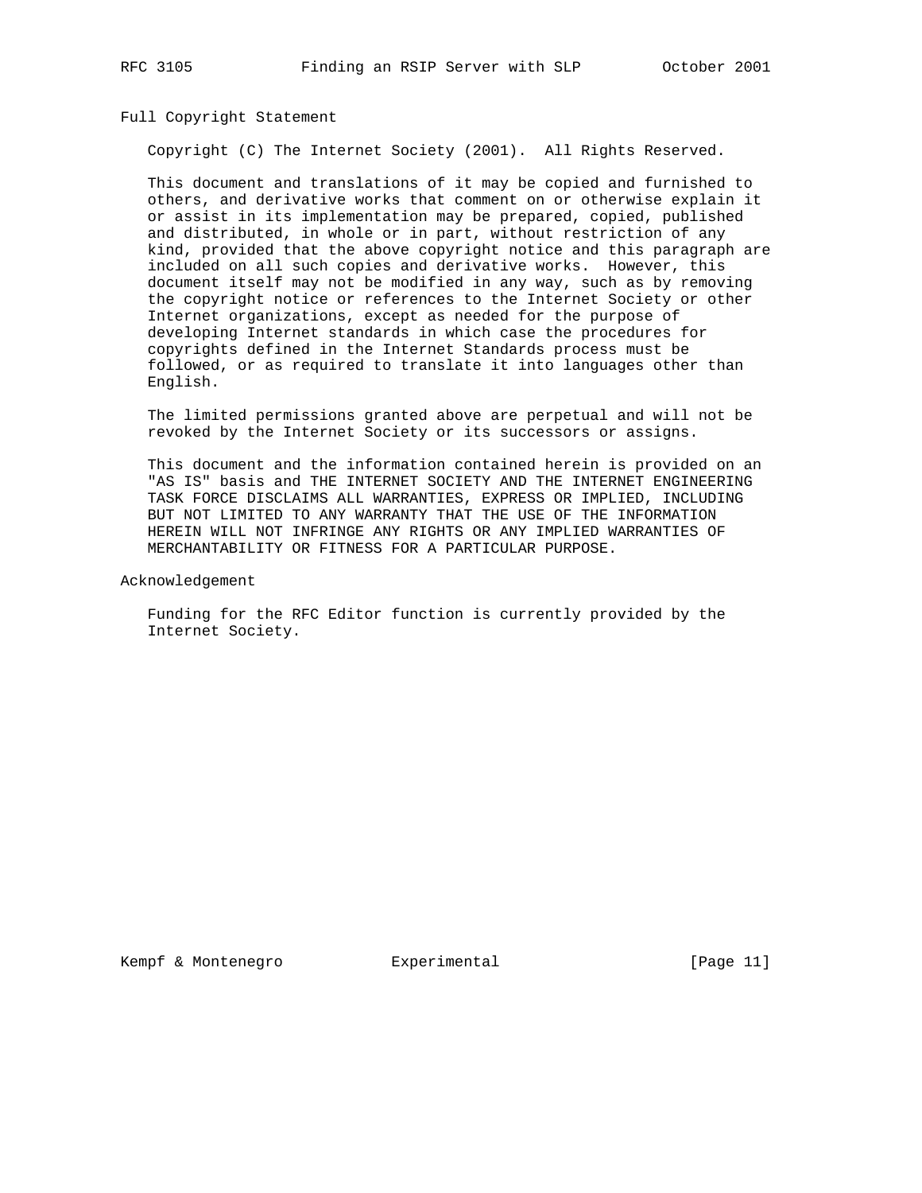## Full Copyright Statement

Copyright (C) The Internet Society (2001). All Rights Reserved.

This document and translations of it may be copied and furnished to others, and derivative works that comment on or otherwise explain it or assist in its implementation may be prepared, copied, published and distributed, in whole or in part, without restriction of any kind, provided that the above copyright notice and this paragraph are included on all such copies and derivative works. However, this document itself may not be modified in any way, such as by removing the copyright notice or references to the Internet Society or other Internet organizations, except as needed for the purpose of developing Internet standards in which case the procedures for copyrights defined in the Internet Standards process must be followed, or as required to translate it into languages other than English.

The limited permissions granted above are perpetual and will not be revoked by the Internet Society or its successors or assigns.

This document and the information contained herein is provided on an "AS IS" basis and THE INTERNET SOCIETY AND THE INTERNET ENGINEERING TASK FORCE DISCLAIMS ALL WARRANTIES, EXPRESS OR IMPLIED, INCLUDING BUT NOT LIMITED TO ANY WARRANTY THAT THE USE OF THE INFORMATION HEREIN WILL NOT INFRINGE ANY RIGHTS OR ANY IMPLIED WARRANTIES OF MERCHANTABILITY OR FITNESS FOR A PARTICULAR PURPOSE.

## Acknowledgement

Funding for the RFC Editor function is currently provided by the Internet Society.